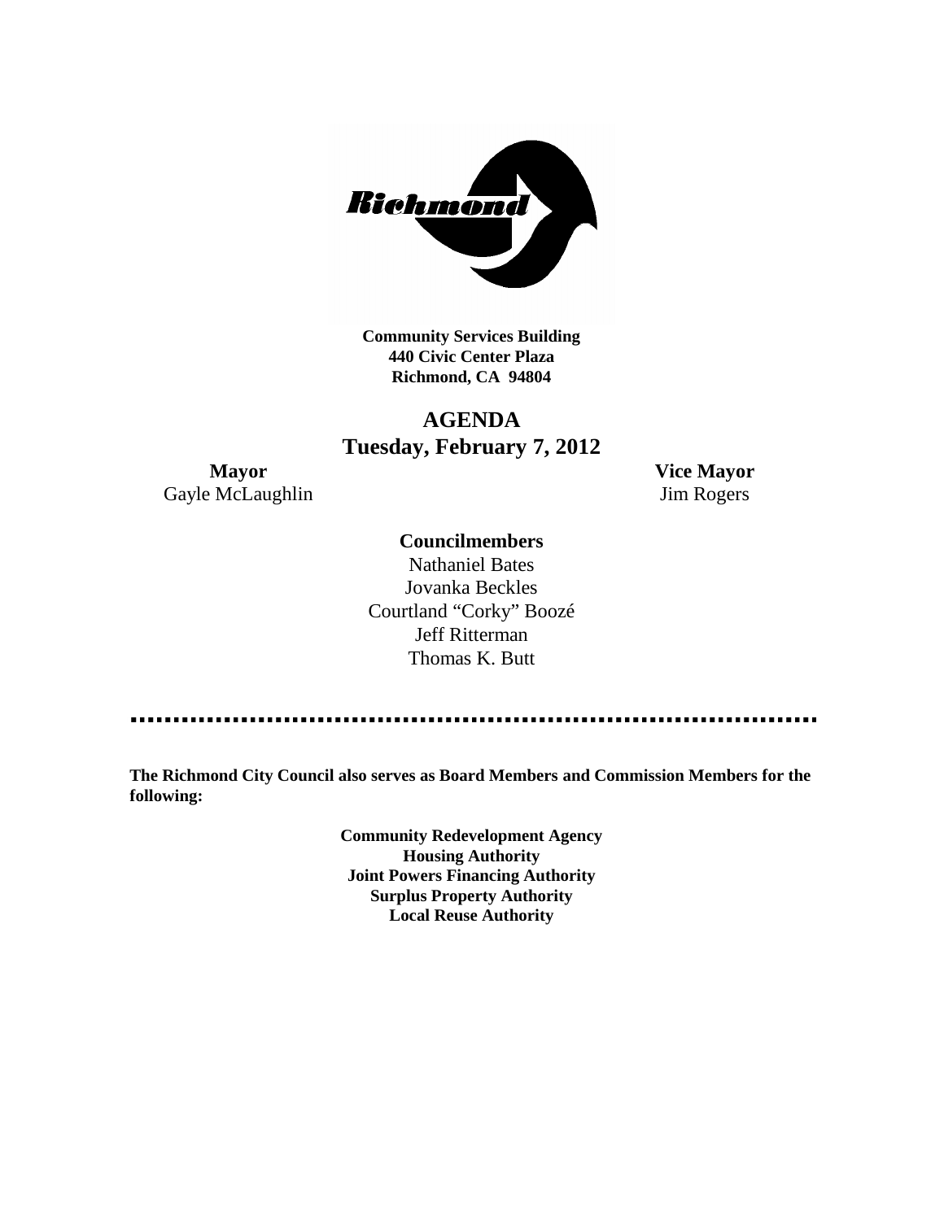**Community Services Building**
**440 Civic Center Plaza**
**Richmond, CA 94804**

# AGENDA
## Tuesday, February 7, 2012

**Mayor**
Gayle McLaughlin

**Vice Mayor**
Jim Rogers

**Councilmembers**

Nathaniel Bates
Jovanka Beckles
Courtland "Corky" Boozé
Jeff Ritterman
Thomas K. Butt

---

**The Richmond City Council also serves as Board Members and Commission Members for the following:**

**Community Redevelopment Agency**
**Housing Authority**
**Joint Powers Financing Authority**
**Surplus Property Authority**
**Local Reuse Authority**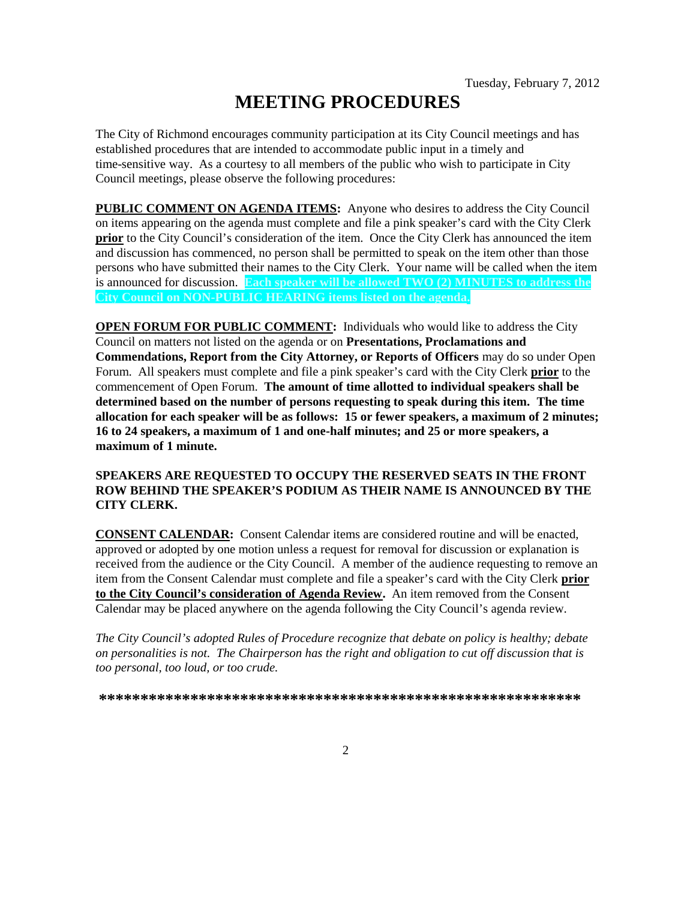Tuesday, February 7, 2012

# MEETING PROCEDURES

The City of Richmond encourages community participation at its City Council meetings and has established procedures that are intended to accommodate public input in a timely and time-sensitive way. As a courtesy to all members of the public who wish to participate in City Council meetings, please observe the following procedures:

**PUBLIC COMMENT ON AGENDA ITEMS:** Anyone who desires to address the City Council on items appearing on the agenda must complete and file a pink speaker's card with the City Clerk **prior** to the City Council's consideration of the item. Once the City Clerk has announced the item and discussion has commenced, no person shall be permitted to speak on the item other than those persons who have submitted their names to the City Clerk. Your name will be called when the item is announced for discussion. **Each speaker will be allowed TWO (2) MINUTES to address the City Council on NON-PUBLIC HEARING items listed on the agenda.**

**OPEN FORUM FOR PUBLIC COMMENT:** Individuals who would like to address the City Council on matters not listed on the agenda or on **Presentations, Proclamations and Commendations, Report from the City Attorney, or Reports of Officers** may do so under Open Forum. All speakers must complete and file a pink speaker's card with the City Clerk **prior** to the commencement of Open Forum. **The amount of time allotted to individual speakers shall be determined based on the number of persons requesting to speak during this item. The time allocation for each speaker will be as follows: 15 or fewer speakers, a maximum of 2 minutes; 16 to 24 speakers, a maximum of 1 and one-half minutes; and 25 or more speakers, a maximum of 1 minute.**

**SPEAKERS ARE REQUESTED TO OCCUPY THE RESERVED SEATS IN THE FRONT ROW BEHIND THE SPEAKER'S PODIUM AS THEIR NAME IS ANNOUNCED BY THE CITY CLERK.**

**CONSENT CALENDAR:** Consent Calendar items are considered routine and will be enacted, approved or adopted by one motion unless a request for removal for discussion or explanation is received from the audience or the City Council. A member of the audience requesting to remove an item from the Consent Calendar must complete and file a speaker's card with the City Clerk **prior to the City Council's consideration of Agenda Review.** An item removed from the Consent Calendar may be placed anywhere on the agenda following the City Council's agenda review.

*The City Council's adopted Rules of Procedure recognize that debate on policy is healthy; debate on personalities is not. The Chairperson has the right and obligation to cut off discussion that is too personal, too loud, or too crude.*

**************************************************************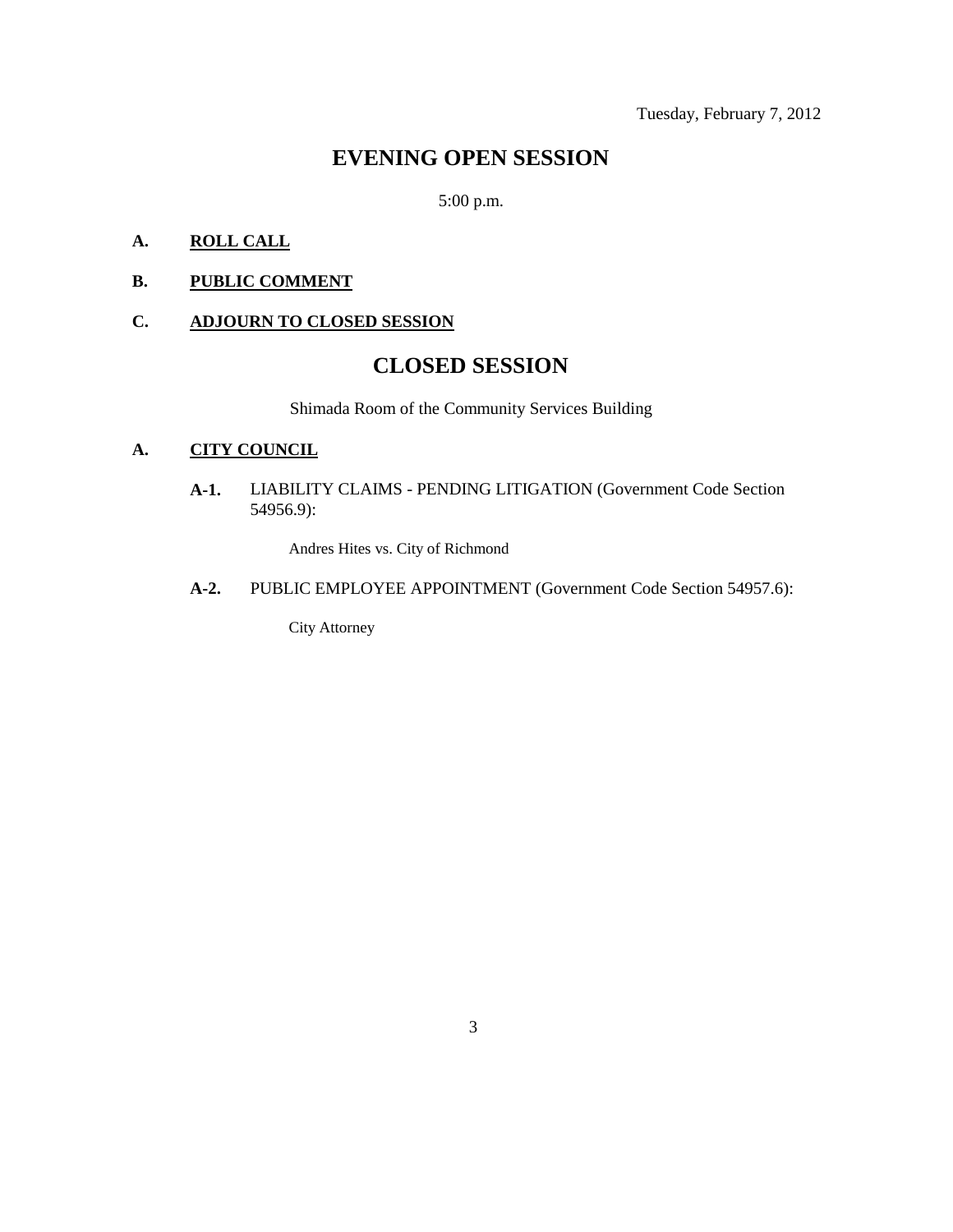Tuesday, February 7, 2012

# EVENING OPEN SESSION

5:00 p.m.

**A. ROLL CALL**

**B. PUBLIC COMMENT**

**C. ADJOURN TO CLOSED SESSION**

# CLOSED SESSION

Shimada Room of the Community Services Building

**A. CITY COUNCIL**

**A-1.** LIABILITY CLAIMS - PENDING LITIGATION (Government Code Section 54956.9):

Andres Hites vs. City of Richmond

**A-2.** PUBLIC EMPLOYEE APPOINTMENT (Government Code Section 54957.6):

City Attorney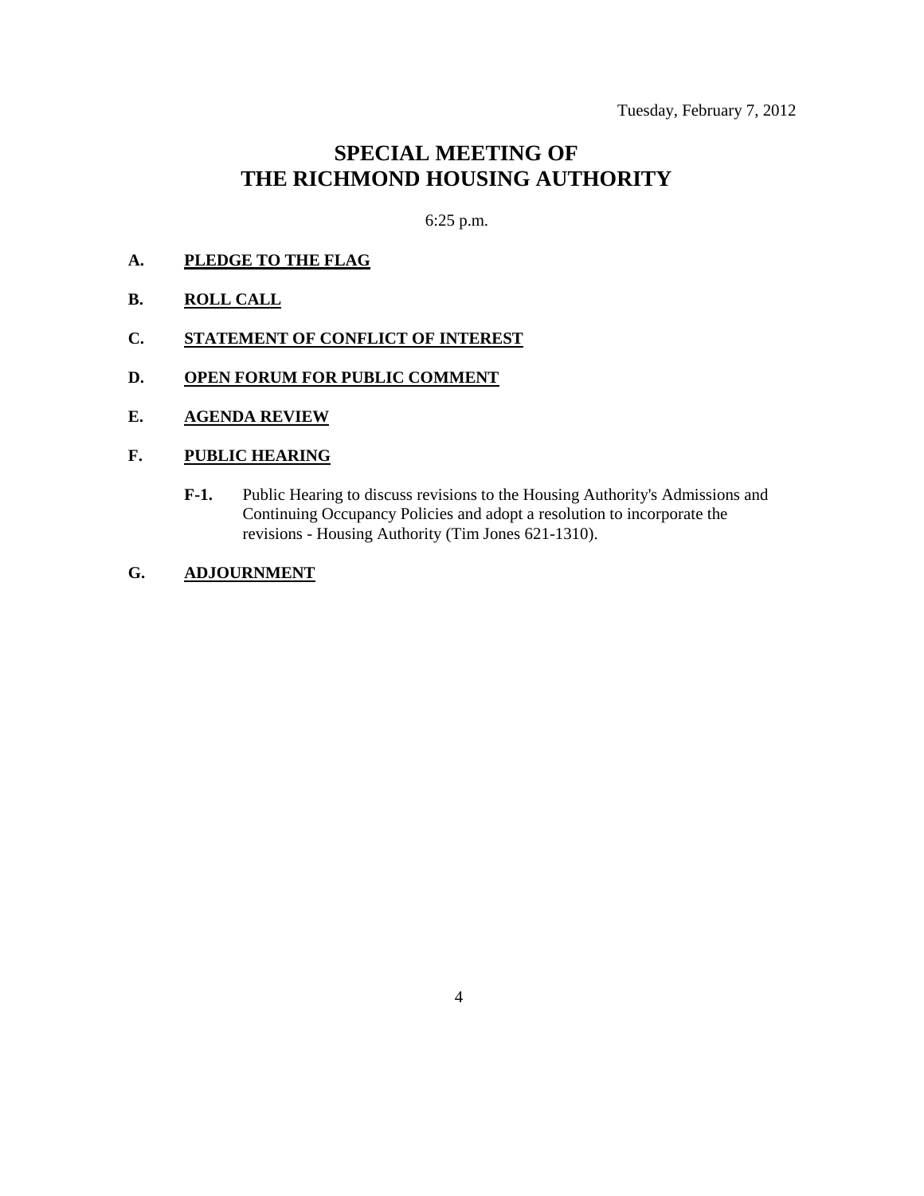Tuesday, February 7, 2012

# SPECIAL MEETING OF THE RICHMOND HOUSING AUTHORITY

6:25 p.m.

**A. PLEDGE TO THE FLAG**

**B. ROLL CALL**

**C. STATEMENT OF CONFLICT OF INTEREST**

**D. OPEN FORUM FOR PUBLIC COMMENT**

**E. AGENDA REVIEW**

**F. PUBLIC HEARING**

**F-1.** Public Hearing to discuss revisions to the Housing Authority's Admissions and Continuing Occupancy Policies and adopt a resolution to incorporate the revisions - Housing Authority (Tim Jones 621-1310).

**G. ADJOURNMENT**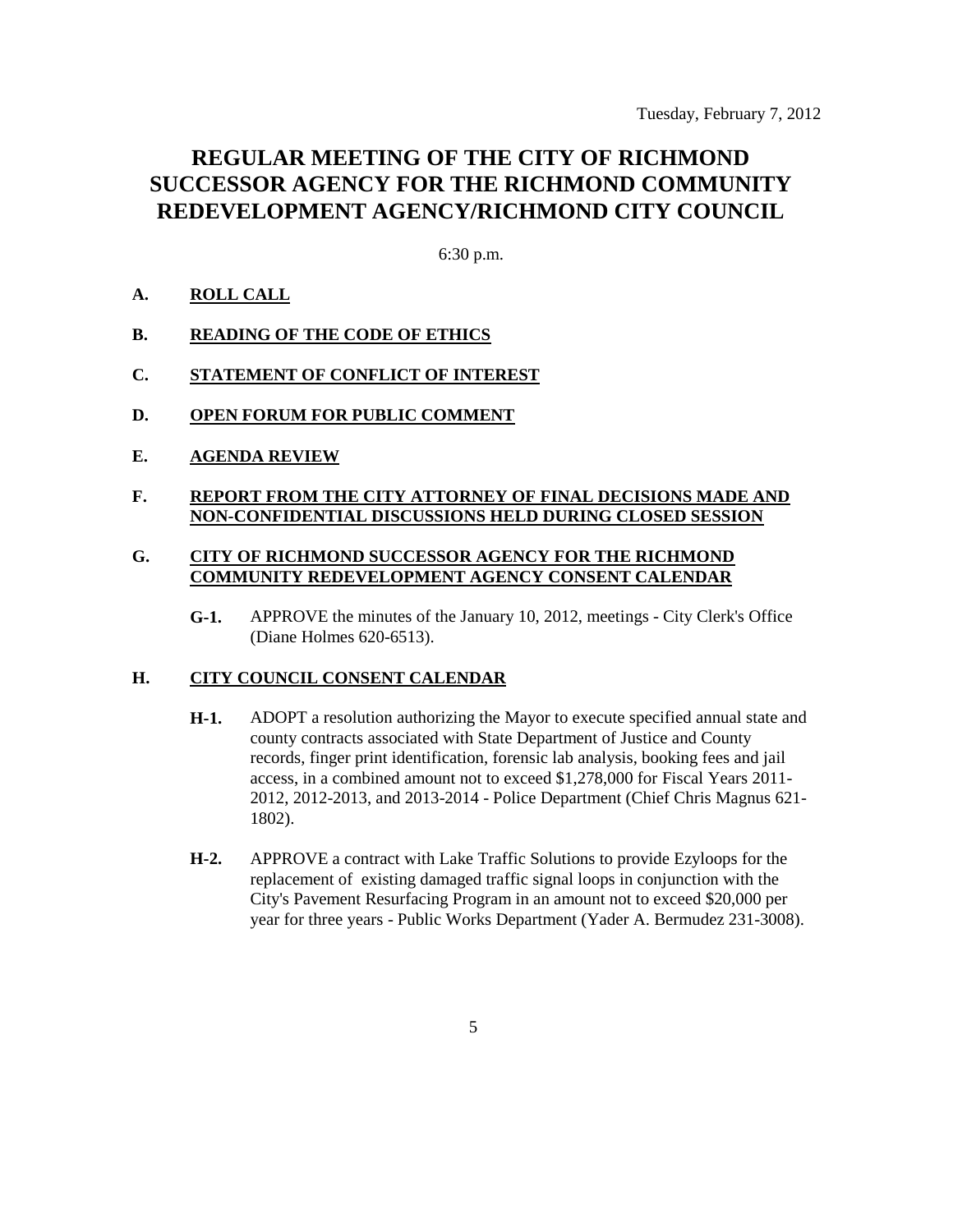Tuesday, February 7, 2012

# REGULAR MEETING OF THE CITY OF RICHMOND SUCCESSOR AGENCY FOR THE RICHMOND COMMUNITY REDEVELOPMENT AGENCY/RICHMOND CITY COUNCIL

6:30 p.m.

**A.** **ROLL CALL**

**B.** **READING OF THE CODE OF ETHICS**

**C.** **STATEMENT OF CONFLICT OF INTEREST**

**D.** **OPEN FORUM FOR PUBLIC COMMENT**

**E.** **AGENDA REVIEW**

**F.** **REPORT FROM THE CITY ATTORNEY OF FINAL DECISIONS MADE AND NON-CONFIDENTIAL DISCUSSIONS HELD DURING CLOSED SESSION**

**G.** **CITY OF RICHMOND SUCCESSOR AGENCY FOR THE RICHMOND COMMUNITY REDEVELOPMENT AGENCY CONSENT CALENDAR**

**G-1.** APPROVE the minutes of the January 10, 2012, meetings - City Clerk's Office (Diane Holmes 620-6513).

**H.** **CITY COUNCIL CONSENT CALENDAR**

**H-1.** ADOPT a resolution authorizing the Mayor to execute specified annual state and county contracts associated with State Department of Justice and County records, finger print identification, forensic lab analysis, booking fees and jail access, in a combined amount not to exceed $1,278,000 for Fiscal Years 2011-2012, 2012-2013, and 2013-2014 - Police Department (Chief Chris Magnus 621-1802).

**H-2.** APPROVE a contract with Lake Traffic Solutions to provide Ezyloops for the replacement of existing damaged traffic signal loops in conjunction with the City's Pavement Resurfacing Program in an amount not to exceed $20,000 per year for three years - Public Works Department (Yader A. Bermudez 231-3008).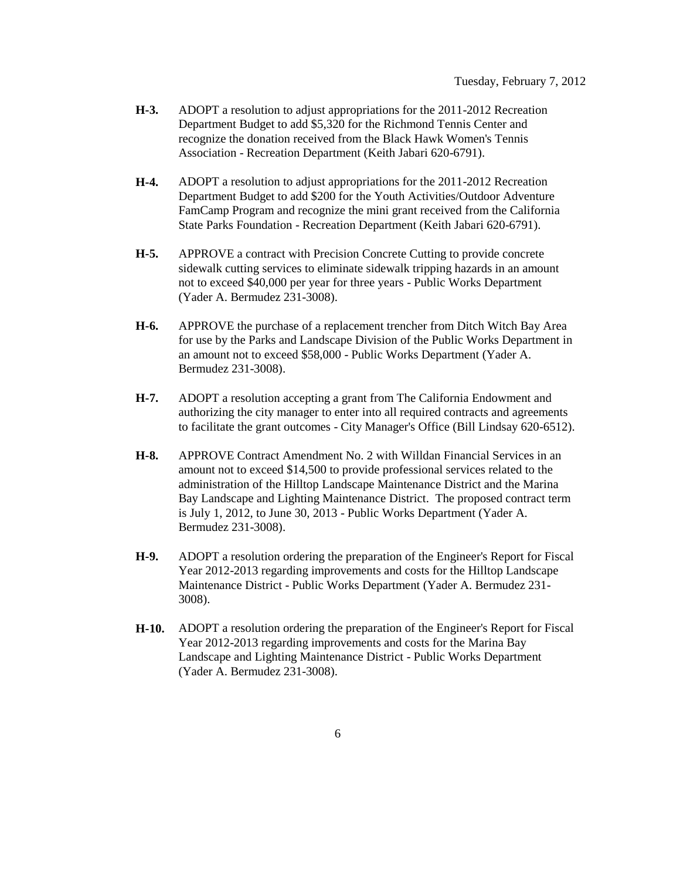**H-3.** ADOPT a resolution to adjust appropriations for the 2011-2012 Recreation Department Budget to add $5,320 for the Richmond Tennis Center and recognize the donation received from the Black Hawk Women's Tennis Association - Recreation Department (Keith Jabari 620-6791).

**H-4.** ADOPT a resolution to adjust appropriations for the 2011-2012 Recreation Department Budget to add $200 for the Youth Activities/Outdoor Adventure FamCamp Program and recognize the mini grant received from the California State Parks Foundation - Recreation Department (Keith Jabari 620-6791).

**H-5.** APPROVE a contract with Precision Concrete Cutting to provide concrete sidewalk cutting services to eliminate sidewalk tripping hazards in an amount not to exceed $40,000 per year for three years - Public Works Department (Yader A. Bermudez 231-3008).

**H-6.** APPROVE the purchase of a replacement trencher from Ditch Witch Bay Area for use by the Parks and Landscape Division of the Public Works Department in an amount not to exceed $58,000 - Public Works Department (Yader A. Bermudez 231-3008).

**H-7.** ADOPT a resolution accepting a grant from The California Endowment and authorizing the city manager to enter into all required contracts and agreements to facilitate the grant outcomes - City Manager's Office (Bill Lindsay 620-6512).

**H-8.** APPROVE Contract Amendment No. 2 with Willdan Financial Services in an amount not to exceed $14,500 to provide professional services related to the administration of the Hilltop Landscape Maintenance District and the Marina Bay Landscape and Lighting Maintenance District. The proposed contract term is July 1, 2012, to June 30, 2013 - Public Works Department (Yader A. Bermudez 231-3008).

**H-9.** ADOPT a resolution ordering the preparation of the Engineer's Report for Fiscal Year 2012-2013 regarding improvements and costs for the Hilltop Landscape Maintenance District - Public Works Department (Yader A. Bermudez 231-3008).

**H-10.** ADOPT a resolution ordering the preparation of the Engineer's Report for Fiscal Year 2012-2013 regarding improvements and costs for the Marina Bay Landscape and Lighting Maintenance District - Public Works Department (Yader A. Bermudez 231-3008).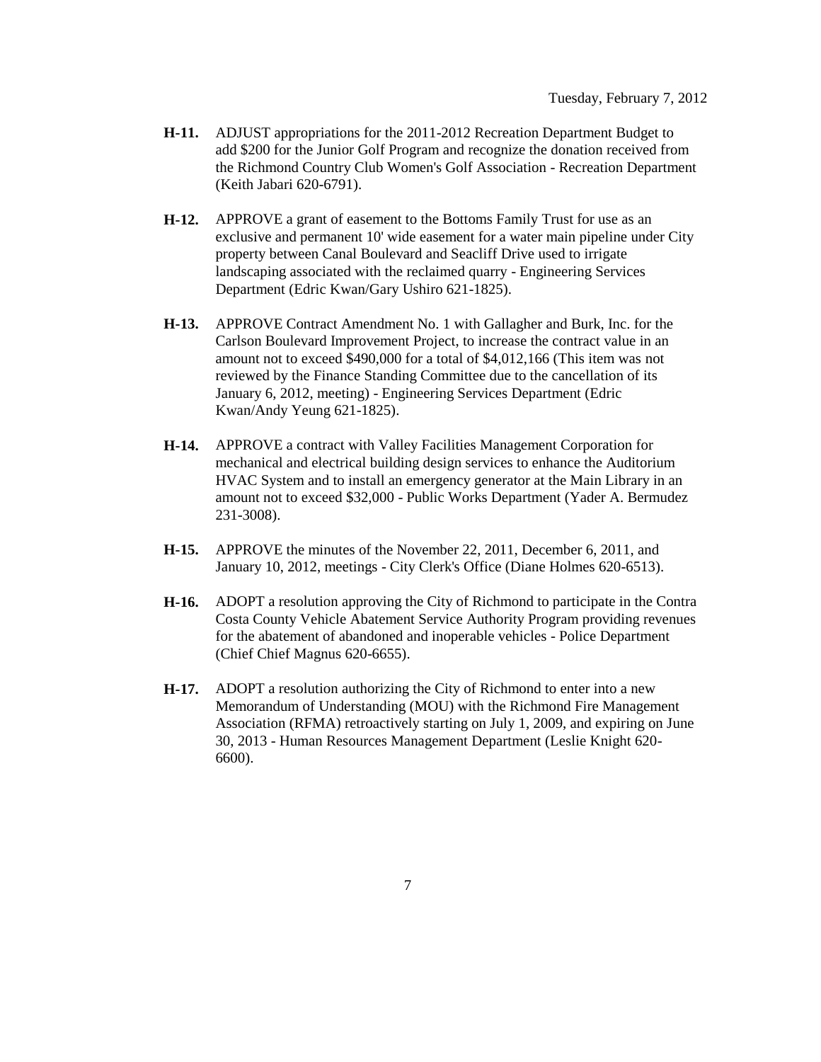**H-11.** ADJUST appropriations for the 2011-2012 Recreation Department Budget to add $200 for the Junior Golf Program and recognize the donation received from the Richmond Country Club Women's Golf Association - Recreation Department (Keith Jabari 620-6791).

**H-12.** APPROVE a grant of easement to the Bottoms Family Trust for use as an exclusive and permanent 10' wide easement for a water main pipeline under City property between Canal Boulevard and Seacliff Drive used to irrigate landscaping associated with the reclaimed quarry - Engineering Services Department (Edric Kwan/Gary Ushiro 621-1825).

**H-13.** APPROVE Contract Amendment No. 1 with Gallagher and Burk, Inc. for the Carlson Boulevard Improvement Project, to increase the contract value in an amount not to exceed $490,000 for a total of $4,012,166 (This item was not reviewed by the Finance Standing Committee due to the cancellation of its January 6, 2012, meeting) - Engineering Services Department (Edric Kwan/Andy Yeung 621-1825).

**H-14.** APPROVE a contract with Valley Facilities Management Corporation for mechanical and electrical building design services to enhance the Auditorium HVAC System and to install an emergency generator at the Main Library in an amount not to exceed $32,000 - Public Works Department (Yader A. Bermudez 231-3008).

**H-15.** APPROVE the minutes of the November 22, 2011, December 6, 2011, and January 10, 2012, meetings - City Clerk's Office (Diane Holmes 620-6513).

**H-16.** ADOPT a resolution approving the City of Richmond to participate in the Contra Costa County Vehicle Abatement Service Authority Program providing revenues for the abatement of abandoned and inoperable vehicles - Police Department (Chief Chief Magnus 620-6655).

**H-17.** ADOPT a resolution authorizing the City of Richmond to enter into a new Memorandum of Understanding (MOU) with the Richmond Fire Management Association (RFMA) retroactively starting on July 1, 2009, and expiring on June 30, 2013 - Human Resources Management Department (Leslie Knight 620-6600).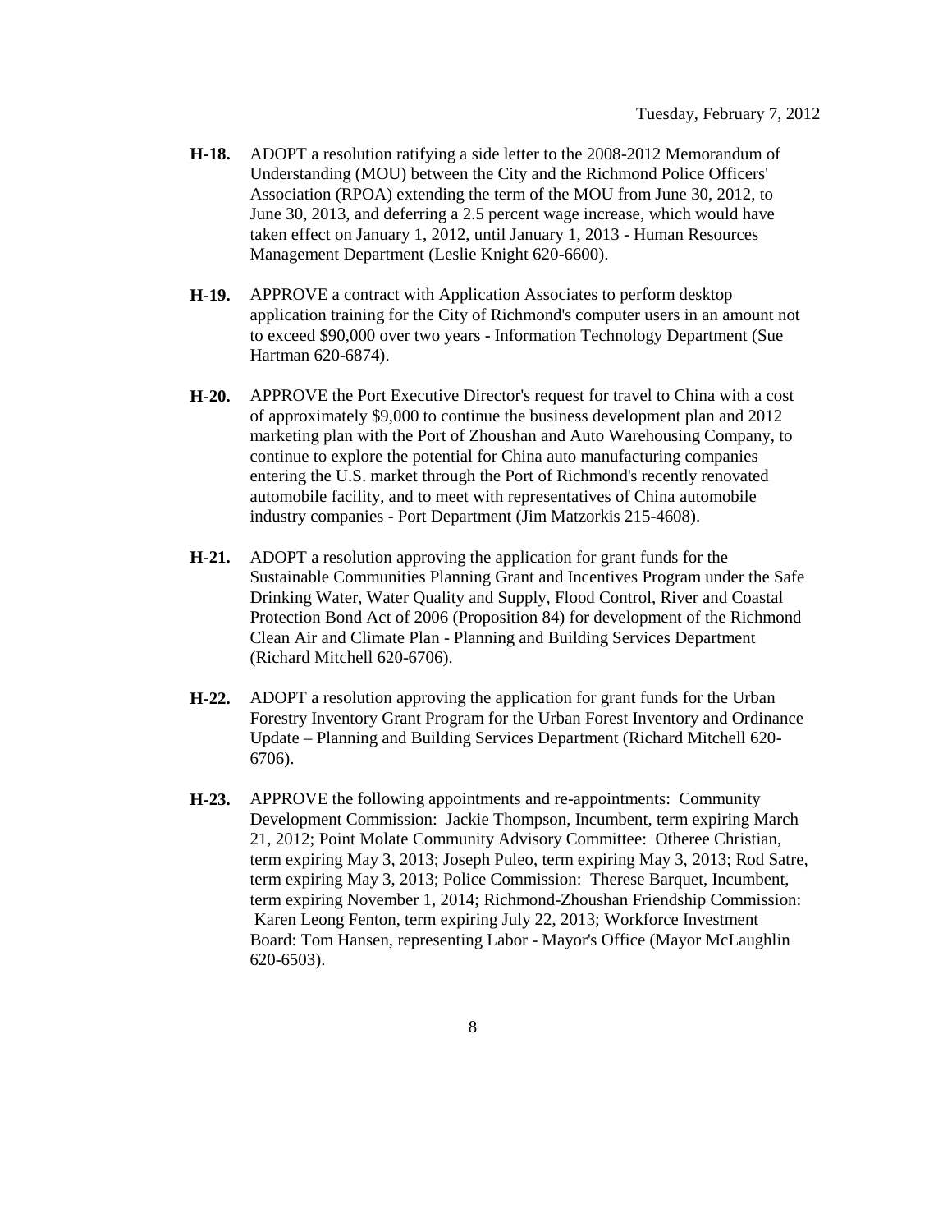**H-18.** ADOPT a resolution ratifying a side letter to the 2008-2012 Memorandum of Understanding (MOU) between the City and the Richmond Police Officers' Association (RPOA) extending the term of the MOU from June 30, 2012, to June 30, 2013, and deferring a 2.5 percent wage increase, which would have taken effect on January 1, 2012, until January 1, 2013 - Human Resources Management Department (Leslie Knight 620-6600).

**H-19.** APPROVE a contract with Application Associates to perform desktop application training for the City of Richmond's computer users in an amount not to exceed $90,000 over two years - Information Technology Department (Sue Hartman 620-6874).

**H-20.** APPROVE the Port Executive Director's request for travel to China with a cost of approximately $9,000 to continue the business development plan and 2012 marketing plan with the Port of Zhoushan and Auto Warehousing Company, to continue to explore the potential for China auto manufacturing companies entering the U.S. market through the Port of Richmond's recently renovated automobile facility, and to meet with representatives of China automobile industry companies - Port Department (Jim Matzorkis 215-4608).

**H-21.** ADOPT a resolution approving the application for grant funds for the Sustainable Communities Planning Grant and Incentives Program under the Safe Drinking Water, Water Quality and Supply, Flood Control, River and Coastal Protection Bond Act of 2006 (Proposition 84) for development of the Richmond Clean Air and Climate Plan - Planning and Building Services Department (Richard Mitchell 620-6706).

**H-22.** ADOPT a resolution approving the application for grant funds for the Urban Forestry Inventory Grant Program for the Urban Forest Inventory and Ordinance Update – Planning and Building Services Department (Richard Mitchell 620-6706).

**H-23.** APPROVE the following appointments and re-appointments: Community Development Commission: Jackie Thompson, Incumbent, term expiring March 21, 2012; Point Molate Community Advisory Committee: Otheree Christian, term expiring May 3, 2013; Joseph Puleo, term expiring May 3, 2013; Rod Satre, term expiring May 3, 2013; Police Commission: Therese Barquet, Incumbent, term expiring November 1, 2014; Richmond-Zhoushan Friendship Commission: Karen Leong Fenton, term expiring July 22, 2013; Workforce Investment Board: Tom Hansen, representing Labor - Mayor's Office (Mayor McLaughlin 620-6503).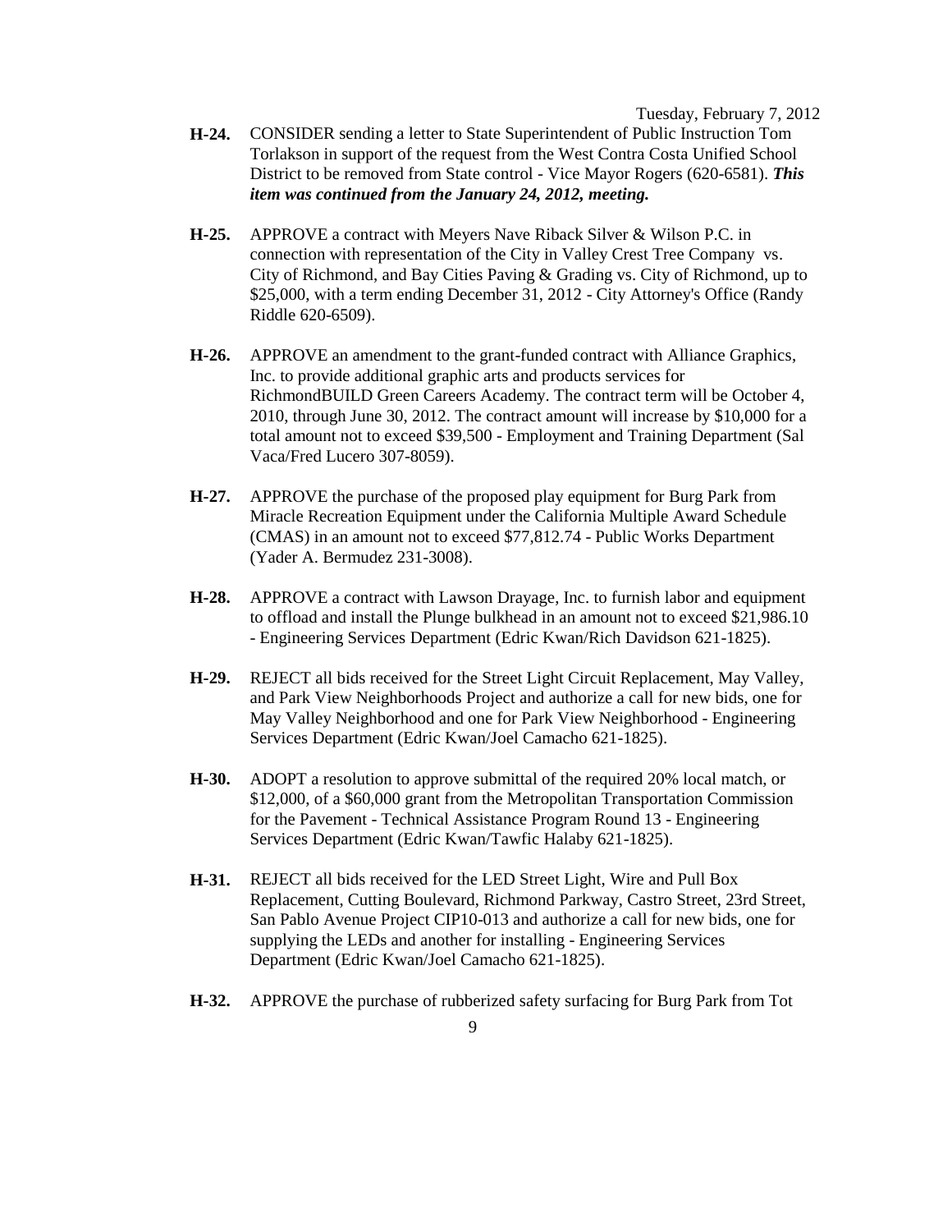**H-24.** CONSIDER sending a letter to State Superintendent of Public Instruction Tom Torlakson in support of the request from the West Contra Costa Unified School District to be removed from State control - Vice Mayor Rogers (620-6581). ***This item was continued from the January 24, 2012, meeting.***

**H-25.** APPROVE a contract with Meyers Nave Riback Silver & Wilson P.C. in connection with representation of the City in Valley Crest Tree Company vs. City of Richmond, and Bay Cities Paving & Grading vs. City of Richmond, up to $25,000, with a term ending December 31, 2012 - City Attorney's Office (Randy Riddle 620-6509).

**H-26.** APPROVE an amendment to the grant-funded contract with Alliance Graphics, Inc. to provide additional graphic arts and products services for RichmondBUILD Green Careers Academy. The contract term will be October 4, 2010, through June 30, 2012. The contract amount will increase by $10,000 for a total amount not to exceed $39,500 - Employment and Training Department (Sal Vaca/Fred Lucero 307-8059).

**H-27.** APPROVE the purchase of the proposed play equipment for Burg Park from Miracle Recreation Equipment under the California Multiple Award Schedule (CMAS) in an amount not to exceed $77,812.74 - Public Works Department (Yader A. Bermudez 231-3008).

**H-28.** APPROVE a contract with Lawson Drayage, Inc. to furnish labor and equipment to offload and install the Plunge bulkhead in an amount not to exceed $21,986.10 - Engineering Services Department (Edric Kwan/Rich Davidson 621-1825).

**H-29.** REJECT all bids received for the Street Light Circuit Replacement, May Valley, and Park View Neighborhoods Project and authorize a call for new bids, one for May Valley Neighborhood and one for Park View Neighborhood - Engineering Services Department (Edric Kwan/Joel Camacho 621-1825).

**H-30.** ADOPT a resolution to approve submittal of the required 20% local match, or $12,000, of a $60,000 grant from the Metropolitan Transportation Commission for the Pavement - Technical Assistance Program Round 13 - Engineering Services Department (Edric Kwan/Tawfic Halaby 621-1825).

**H-31.** REJECT all bids received for the LED Street Light, Wire and Pull Box Replacement, Cutting Boulevard, Richmond Parkway, Castro Street, 23rd Street, San Pablo Avenue Project CIP10-013 and authorize a call for new bids, one for supplying the LEDs and another for installing - Engineering Services Department (Edric Kwan/Joel Camacho 621-1825).

**H-32.** APPROVE the purchase of rubberized safety surfacing for Burg Park from Tot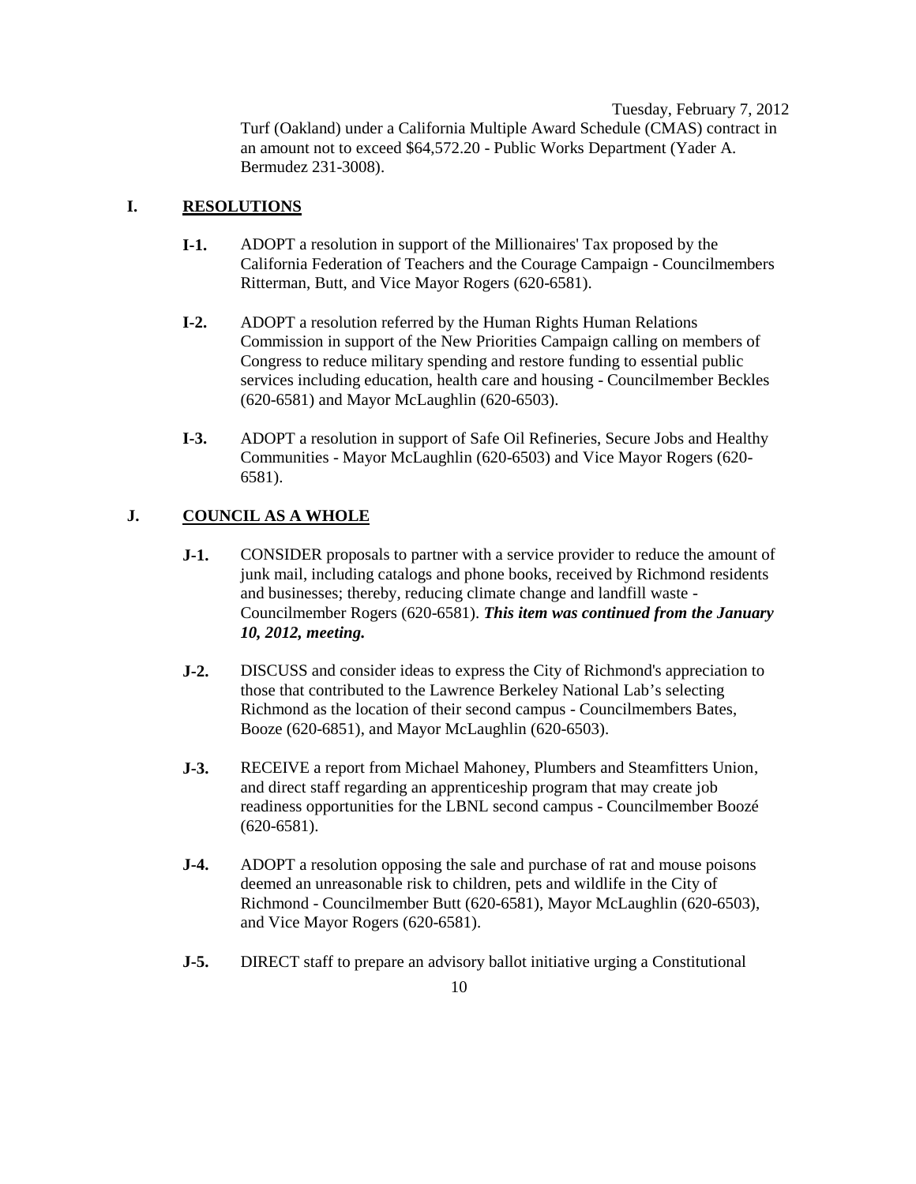Turf (Oakland) under a California Multiple Award Schedule (CMAS) contract in an amount not to exceed $64,572.20 - Public Works Department (Yader A. Bermudez 231-3008).

## I. RESOLUTIONS

**I-1.** ADOPT a resolution in support of the Millionaires' Tax proposed by the California Federation of Teachers and the Courage Campaign - Councilmembers Ritterman, Butt, and Vice Mayor Rogers (620-6581).

**I-2.** ADOPT a resolution referred by the Human Rights Human Relations Commission in support of the New Priorities Campaign calling on members of Congress to reduce military spending and restore funding to essential public services including education, health care and housing - Councilmember Beckles (620-6581) and Mayor McLaughlin (620-6503).

**I-3.** ADOPT a resolution in support of Safe Oil Refineries, Secure Jobs and Healthy Communities - Mayor McLaughlin (620-6503) and Vice Mayor Rogers (620-6581).

## J. COUNCIL AS A WHOLE

**J-1.** CONSIDER proposals to partner with a service provider to reduce the amount of junk mail, including catalogs and phone books, received by Richmond residents and businesses; thereby, reducing climate change and landfill waste - Councilmember Rogers (620-6581). ***This item was continued from the January 10, 2012, meeting.***

**J-2.** DISCUSS and consider ideas to express the City of Richmond's appreciation to those that contributed to the Lawrence Berkeley National Lab's selecting Richmond as the location of their second campus - Councilmembers Bates, Booze (620-6851), and Mayor McLaughlin (620-6503).

**J-3.** RECEIVE a report from Michael Mahoney, Plumbers and Steamfitters Union, and direct staff regarding an apprenticeship program that may create job readiness opportunities for the LBNL second campus - Councilmember Boozé (620-6581).

**J-4.** ADOPT a resolution opposing the sale and purchase of rat and mouse poisons deemed an unreasonable risk to children, pets and wildlife in the City of Richmond - Councilmember Butt (620-6581), Mayor McLaughlin (620-6503), and Vice Mayor Rogers (620-6581).

**J-5.** DIRECT staff to prepare an advisory ballot initiative urging a Constitutional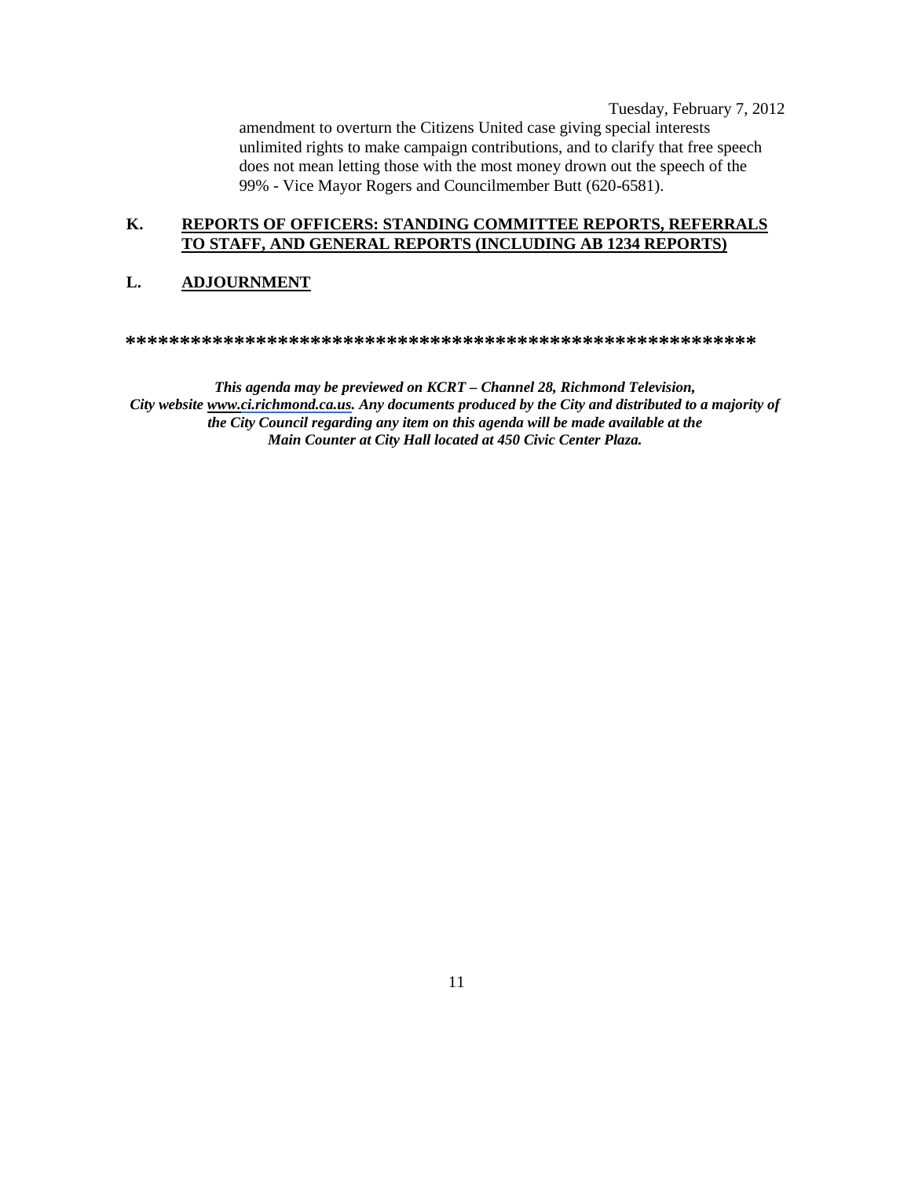amendment to overturn the Citizens United case giving special interests unlimited rights to make campaign contributions, and to clarify that free speech does not mean letting those with the most money drown out the speech of the 99% - Vice Mayor Rogers and Councilmember Butt (620-6581).

**K.** **REPORTS OF OFFICERS: STANDING COMMITTEE REPORTS, REFERRALS TO STAFF, AND GENERAL REPORTS (INCLUDING AB 1234 REPORTS)**

**L.** **ADJOURNMENT**

**************************************************************

***This agenda may be previewed on KCRT – Channel 28, Richmond Television, City website www.ci.richmond.ca.us. Any documents produced by the City and distributed to a majority of the City Council regarding any item on this agenda will be made available at the Main Counter at City Hall located at 450 Civic Center Plaza.***